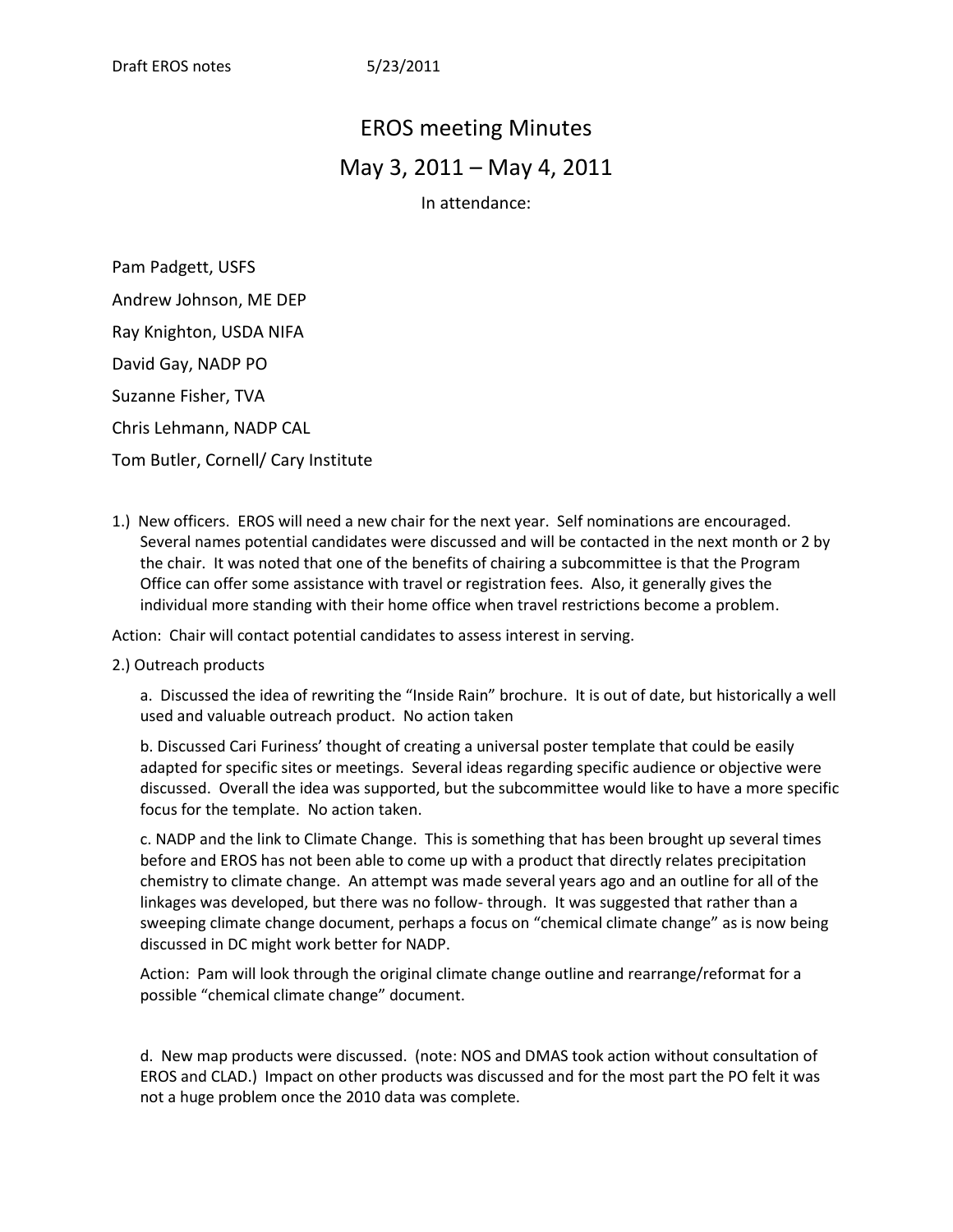Draft EROS notes 5/23/2011

# EROS meeting Minutes

## May 3, 2011 – May 4, 2011

In attendance:

Pam Padgett, USFS

Andrew Johnson, ME DEP

Ray Knighton, USDA NIFA

David Gay, NADP PO

Suzanne Fisher, TVA

Chris Lehmann, NADP CAL

Tom Butler, Cornell/ Cary Institute

1.) New officers. EROS will need a new chair for the next year. Self nominations are encouraged. Several names potential candidates were discussed and will be contacted in the next month or 2 by the chair. It was noted that one of the benefits of chairing a subcommittee is that the Program Office can offer some assistance with travel or registration fees. Also, it generally gives the individual more standing with their home office when travel restrictions become a problem.

Action: Chair will contact potential candidates to assess interest in serving.

2.) Outreach products

a. Discussed the idea of rewriting the "Inside Rain" brochure. It is out of date, but historically a well used and valuable outreach product. No action taken

b. Discussed Cari Furiness' thought of creating a universal poster template that could be easily adapted for specific sites or meetings. Several ideas regarding specific audience or objective were discussed. Overall the idea was supported, but the subcommittee would like to have a more specific focus for the template. No action taken.

c. NADP and the link to Climate Change. This is something that has been brought up several times before and EROS has not been able to come up with a product that directly relates precipitation chemistry to climate change. An attempt was made several years ago and an outline for all of the linkages was developed, but there was no follow- through. It was suggested that rather than a sweeping climate change document, perhaps a focus on "chemical climate change" as is now being discussed in DC might work better for NADP.

Action: Pam will look through the original climate change outline and rearrange/reformat for a possible "chemical climate change" document.

d. New map products were discussed. (note: NOS and DMAS took action without consultation of EROS and CLAD.) Impact on other products was discussed and for the most part the PO felt it was not a huge problem once the 2010 data was complete.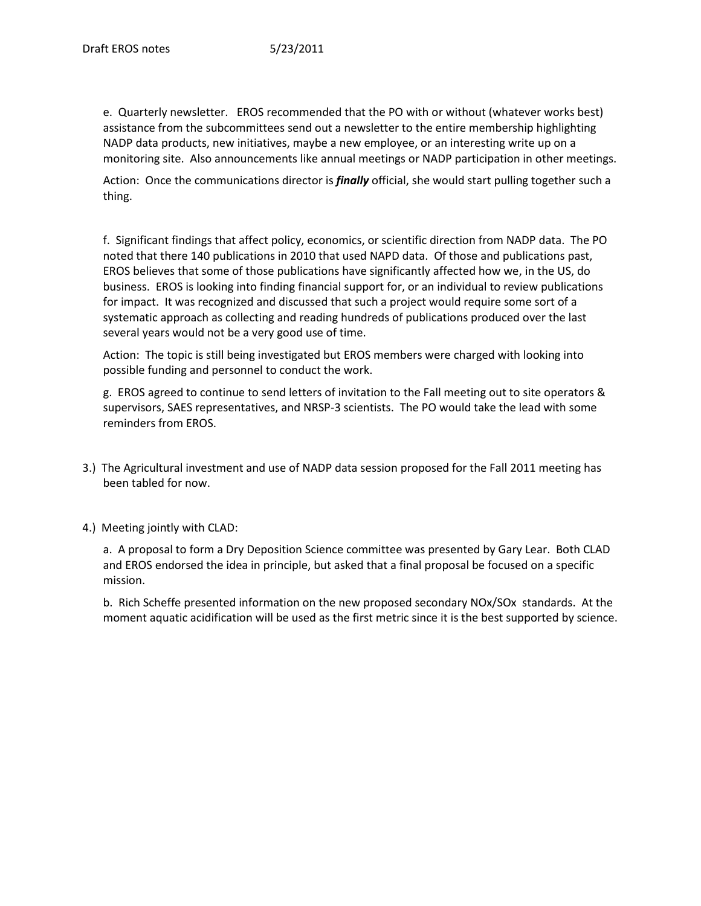e. Quarterly newsletter. EROS recommended that the PO with or without (whatever works best) assistance from the subcommittees send out a newsletter to the entire membership highlighting NADP data products, new initiatives, maybe a new employee, or an interesting write up on a monitoring site. Also announcements like annual meetings or NADP participation in other meetings.

Action: Once the communications director is ***finally*** official, she would start pulling together such a thing.

f. Significant findings that affect policy, economics, or scientific direction from NADP data. The PO noted that there 140 publications in 2010 that used NAPD data. Of those and publications past, EROS believes that some of those publications have significantly affected how we, in the US, do business. EROS is looking into finding financial support for, or an individual to review publications for impact. It was recognized and discussed that such a project would require some sort of a systematic approach as collecting and reading hundreds of publications produced over the last several years would not be a very good use of time.

Action: The topic is still being investigated but EROS members were charged with looking into possible funding and personnel to conduct the work.

g. EROS agreed to continue to send letters of invitation to the Fall meeting out to site operators & supervisors, SAES representatives, and NRSP-3 scientists. The PO would take the lead with some reminders from EROS.

3.) The Agricultural investment and use of NADP data session proposed for the Fall 2011 meeting has been tabled for now.

4.) Meeting jointly with CLAD:

a. A proposal to form a Dry Deposition Science committee was presented by Gary Lear. Both CLAD and EROS endorsed the idea in principle, but asked that a final proposal be focused on a specific mission.

b. Rich Scheffe presented information on the new proposed secondary $NO_x/SO_x$ standards. At the moment aquatic acidification will be used as the first metric since it is the best supported by science.